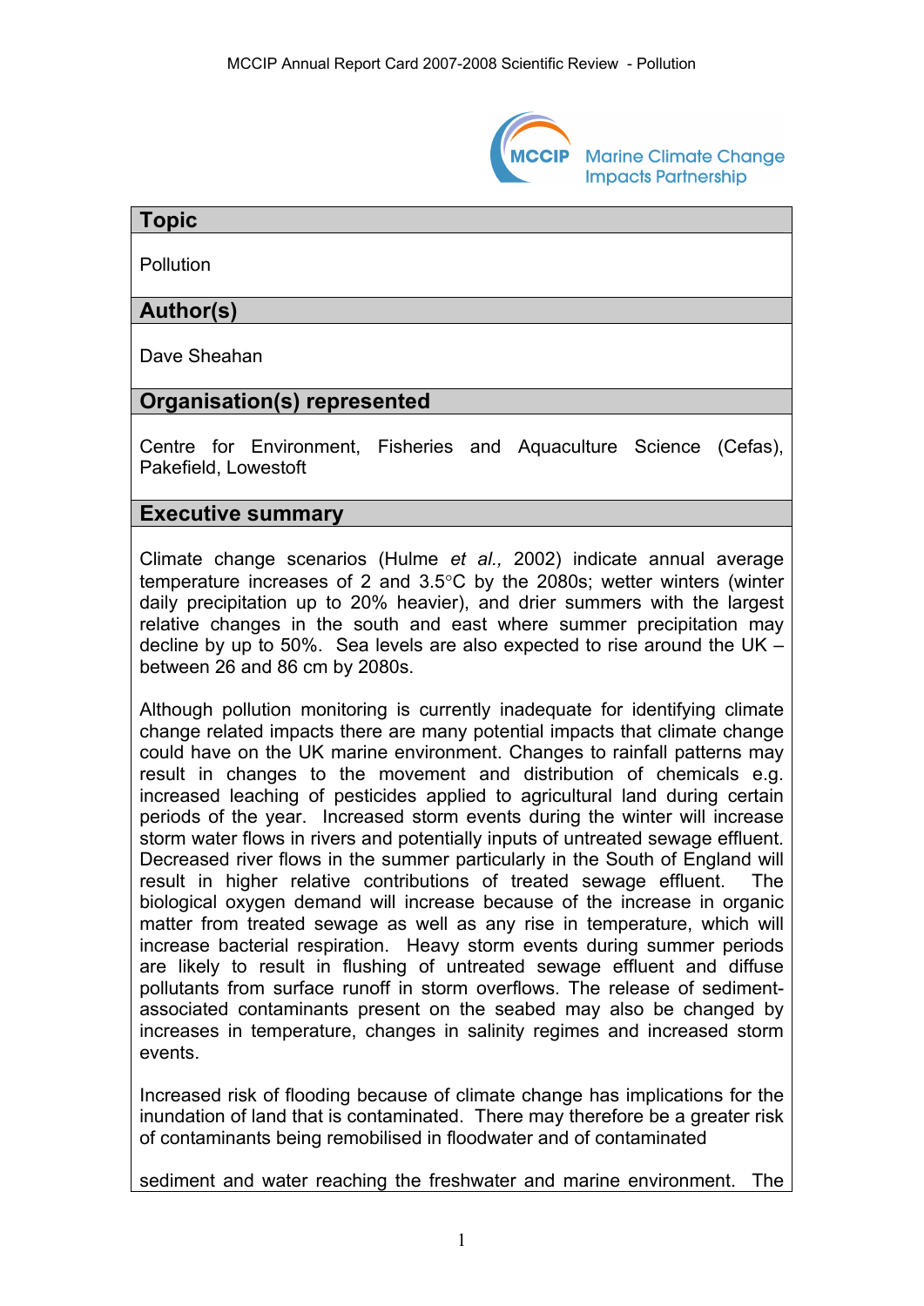## Topic

Pollution

## Author(s)

Dave Sheahan

## Organisation(s) represented

Centre for Environment, Fisheries and Aquaculture Science (Cefas), Pakefield, Lowestoft

## Executive summary

Climate change scenarios (Hulme *et al.,* 2002) indicate annual average temperature increases of 2 and 3.5°C by the 2080s; wetter winters (winter daily precipitation up to 20% heavier), and drier summers with the largest relative changes in the south and east where summer precipitation may decline by up to 50%. Sea levels are also expected to rise around the UK – between 26 and 86 cm by 2080s.

Although pollution monitoring is currently inadequate for identifying climate change related impacts there are many potential impacts that climate change could have on the UK marine environment. Changes to rainfall patterns may result in changes to the movement and distribution of chemicals e.g. increased leaching of pesticides applied to agricultural land during certain periods of the year. Increased storm events during the winter will increase storm water flows in rivers and potentially inputs of untreated sewage effluent. Decreased river flows in the summer particularly in the South of England will result in higher relative contributions of treated sewage effluent. The biological oxygen demand will increase because of the increase in organic matter from treated sewage as well as any rise in temperature, which will increase bacterial respiration. Heavy storm events during summer periods are likely to result in flushing of untreated sewage effluent and diffuse pollutants from surface runoff in storm overflows. The release of sediment-associated contaminants present on the seabed may also be changed by increases in temperature, changes in salinity regimes and increased storm events.

Increased risk of flooding because of climate change has implications for the inundation of land that is contaminated. There may therefore be a greater risk of contaminants being remobilised in floodwater and of contaminated sediment and water reaching the freshwater and marine environment. The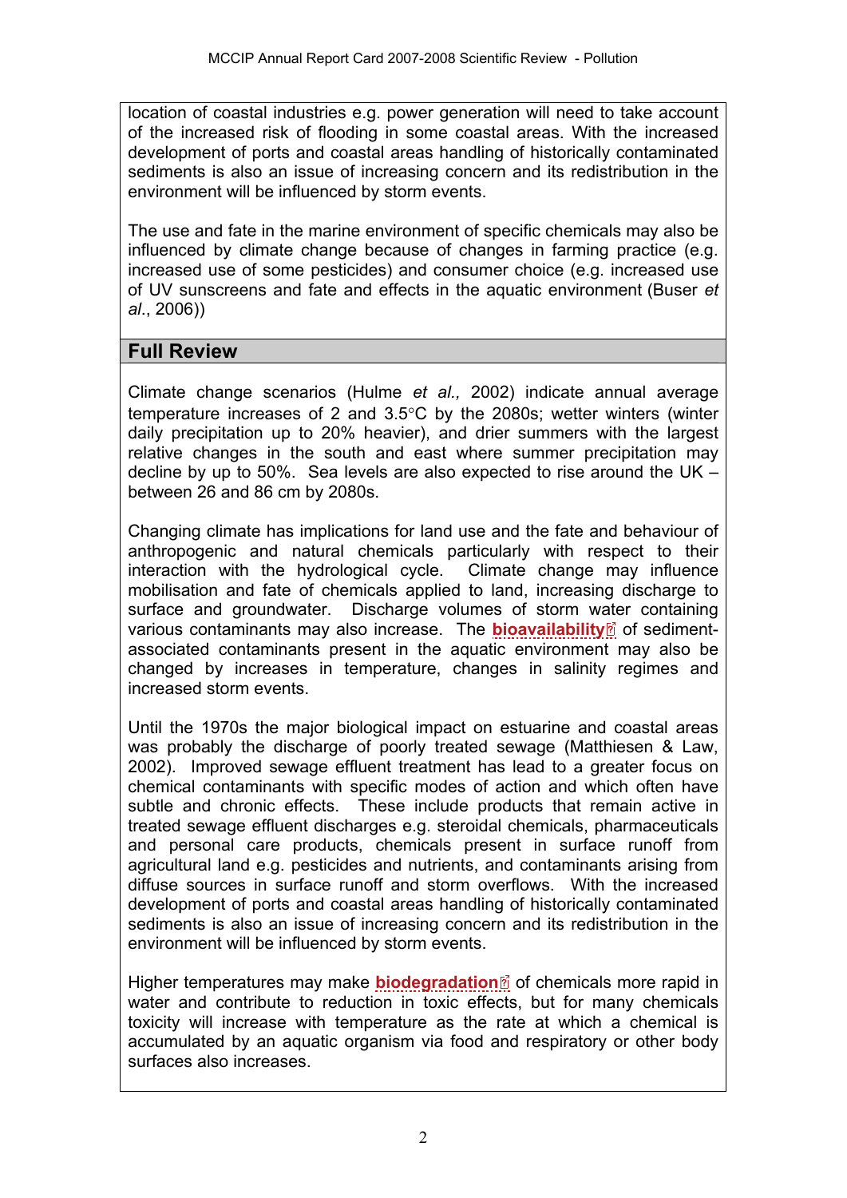location of coastal industries e.g. power generation will need to take account of the increased risk of flooding in some coastal areas. With the increased development of ports and coastal areas handling of historically contaminated sediments is also an issue of increasing concern and its redistribution in the environment will be influenced by storm events.

The use and fate in the marine environment of specific chemicals may also be influenced by climate change because of changes in farming practice (e.g. increased use of some pesticides) and consumer choice (e.g. increased use of UV sunscreens and fate and effects in the aquatic environment (Buser *et al*., 2006))

## Full Review

Climate change scenarios (Hulme *et al.,* 2002) indicate annual average temperature increases of 2 and 3.5°C by the 2080s; wetter winters (winter daily precipitation up to 20% heavier), and drier summers with the largest relative changes in the south and east where summer precipitation may decline by up to 50%. Sea levels are also expected to rise around the UK – between 26 and 86 cm by 2080s.

Changing climate has implications for land use and the fate and behaviour of anthropogenic and natural chemicals particularly with respect to their interaction with the hydrological cycle. Climate change may influence mobilisation and fate of chemicals applied to land, increasing discharge to surface and groundwater. Discharge volumes of storm water containing various contaminants may also increase. The **bioavailability** of sediment-associated contaminants present in the aquatic environment may also be changed by increases in temperature, changes in salinity regimes and increased storm events.

Until the 1970s the major biological impact on estuarine and coastal areas was probably the discharge of poorly treated sewage (Matthiesen & Law, 2002). Improved sewage effluent treatment has lead to a greater focus on chemical contaminants with specific modes of action and which often have subtle and chronic effects. These include products that remain active in treated sewage effluent discharges e.g. steroidal chemicals, pharmaceuticals and personal care products, chemicals present in surface runoff from agricultural land e.g. pesticides and nutrients, and contaminants arising from diffuse sources in surface runoff and storm overflows. With the increased development of ports and coastal areas handling of historically contaminated sediments is also an issue of increasing concern and its redistribution in the environment will be influenced by storm events.

Higher temperatures may make **biodegradation** of chemicals more rapid in water and contribute to reduction in toxic effects, but for many chemicals toxicity will increase with temperature as the rate at which a chemical is accumulated by an aquatic organism via food and respiratory or other body surfaces also increases.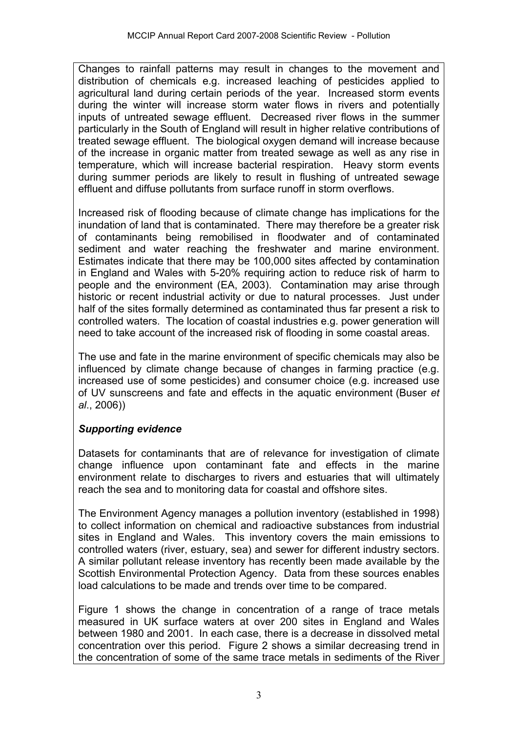Changes to rainfall patterns may result in changes to the movement and distribution of chemicals e.g. increased leaching of pesticides applied to agricultural land during certain periods of the year. Increased storm events during the winter will increase storm water flows in rivers and potentially inputs of untreated sewage effluent. Decreased river flows in the summer particularly in the South of England will result in higher relative contributions of treated sewage effluent. The biological oxygen demand will increase because of the increase in organic matter from treated sewage as well as any rise in temperature, which will increase bacterial respiration. Heavy storm events during summer periods are likely to result in flushing of untreated sewage effluent and diffuse pollutants from surface runoff in storm overflows.

Increased risk of flooding because of climate change has implications for the inundation of land that is contaminated. There may therefore be a greater risk of contaminants being remobilised in floodwater and of contaminated sediment and water reaching the freshwater and marine environment. Estimates indicate that there may be 100,000 sites affected by contamination in England and Wales with 5-20% requiring action to reduce risk of harm to people and the environment (EA, 2003). Contamination may arise through historic or recent industrial activity or due to natural processes. Just under half of the sites formally determined as contaminated thus far present a risk to controlled waters. The location of coastal industries e.g. power generation will need to take account of the increased risk of flooding in some coastal areas.

The use and fate in the marine environment of specific chemicals may also be influenced by climate change because of changes in farming practice (e.g. increased use of some pesticides) and consumer choice (e.g. increased use of UV sunscreens and fate and effects in the aquatic environment (Buser *et al*., 2006))

### *Supporting evidence*

Datasets for contaminants that are of relevance for investigation of climate change influence upon contaminant fate and effects in the marine environment relate to discharges to rivers and estuaries that will ultimately reach the sea and to monitoring data for coastal and offshore sites.

The Environment Agency manages a pollution inventory (established in 1998) to collect information on chemical and radioactive substances from industrial sites in England and Wales. This inventory covers the main emissions to controlled waters (river, estuary, sea) and sewer for different industry sectors. A similar pollutant release inventory has recently been made available by the Scottish Environmental Protection Agency. Data from these sources enables load calculations to be made and trends over time to be compared.

Figure 1 shows the change in concentration of a range of trace metals measured in UK surface waters at over 200 sites in England and Wales between 1980 and 2001. In each case, there is a decrease in dissolved metal concentration over this period. Figure 2 shows a similar decreasing trend in the concentration of some of the same trace metals in sediments of the River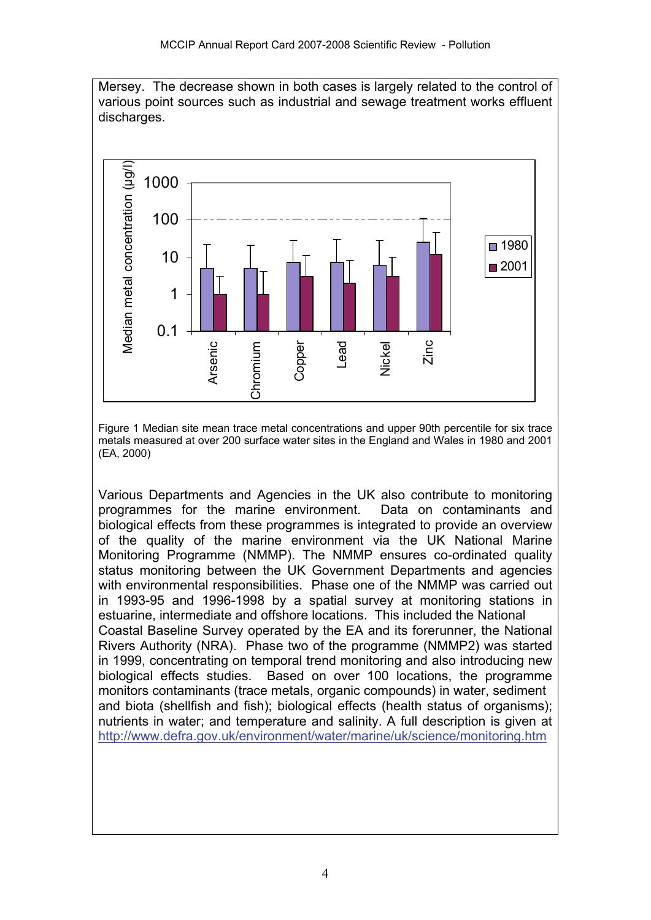Mersey. The decrease shown in both cases is largely related to the control of various point sources such as industrial and sewage treatment works effluent discharges.

Figure 1 Median site mean trace metal concentrations and upper 90th percentile for six trace metals measured at over 200 surface water sites in the England and Wales in 1980 and 2001 (EA, 2000)

Various Departments and Agencies in the UK also contribute to monitoring programmes for the marine environment. Data on contaminants and biological effects from these programmes is integrated to provide an overview of the quality of the marine environment via the UK National Marine Monitoring Programme (NMMP). The NMMP ensures co-ordinated quality status monitoring between the UK Government Departments and agencies with environmental responsibilities. Phase one of the NMMP was carried out in 1993-95 and 1996-1998 by a spatial survey at monitoring stations in estuarine, intermediate and offshore locations. This included the National Coastal Baseline Survey operated by the EA and its forerunner, the National Rivers Authority (NRA). Phase two of the programme (NMMP2) was started in 1999, concentrating on temporal trend monitoring and also introducing new biological effects studies. Based on over 100 locations, the programme monitors contaminants (trace metals, organic compounds) in water, sediment and biota (shellfish and fish); biological effects (health status of organisms); nutrients in water; and temperature and salinity. A full description is given at http://www.defra.gov.uk/environment/water/marine/uk/science/monitoring.htm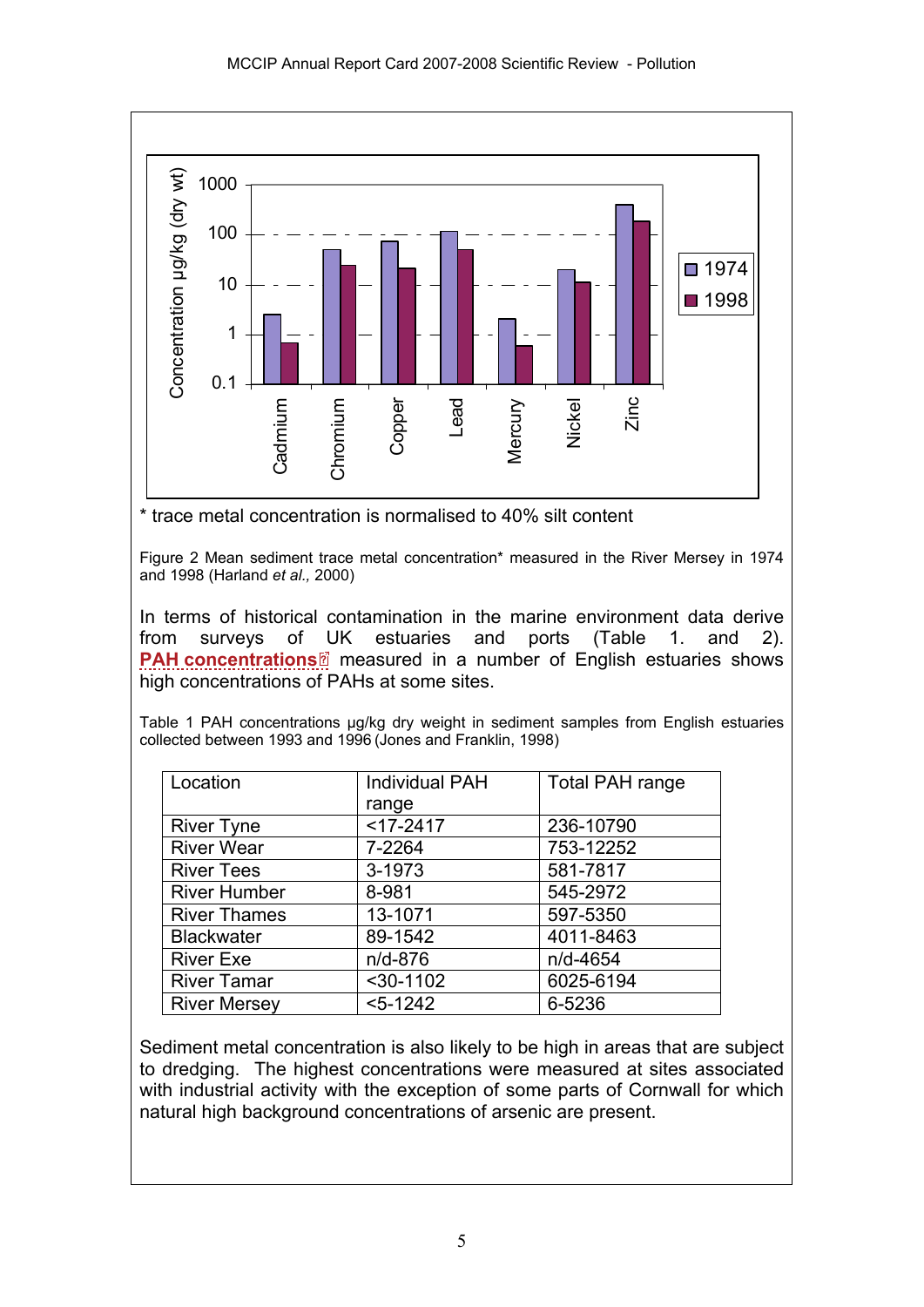* trace metal concentration is normalised to 40% silt content

Figure 2 Mean sediment trace metal concentration* measured in the River Mersey in 1974 and 1998 (Harland *et al.,* 2000)

In terms of historical contamination in the marine environment data derive from surveys of UK estuaries and ports (Table 1. and 2). **PAH concentrations** measured in a number of English estuaries shows high concentrations of PAHs at some sites.

Table 1 PAH concentrations μg/kg dry weight in sediment samples from English estuaries collected between 1993 and 1996 (Jones and Franklin, 1998)

| Location | Individual PAH range | Total PAH range |
|---|---|---|
| River Tyne | <17-2417 | 236-10790 |
| River Wear | 7-2264 | 753-12252 |
| River Tees | 3-1973 | 581-7817 |
| River Humber | 8-981 | 545-2972 |
| River Thames | 13-1071 | 597-5350 |
| Blackwater | 89-1542 | 4011-8463 |
| River Exe | n/d-876 | n/d-4654 |
| River Tamar | <30-1102 | 6025-6194 |
| River Mersey | <5-1242 | 6-5236 |

Sediment metal concentration is also likely to be high in areas that are subject to dredging. The highest concentrations were measured at sites associated with industrial activity with the exception of some parts of Cornwall for which natural high background concentrations of arsenic are present.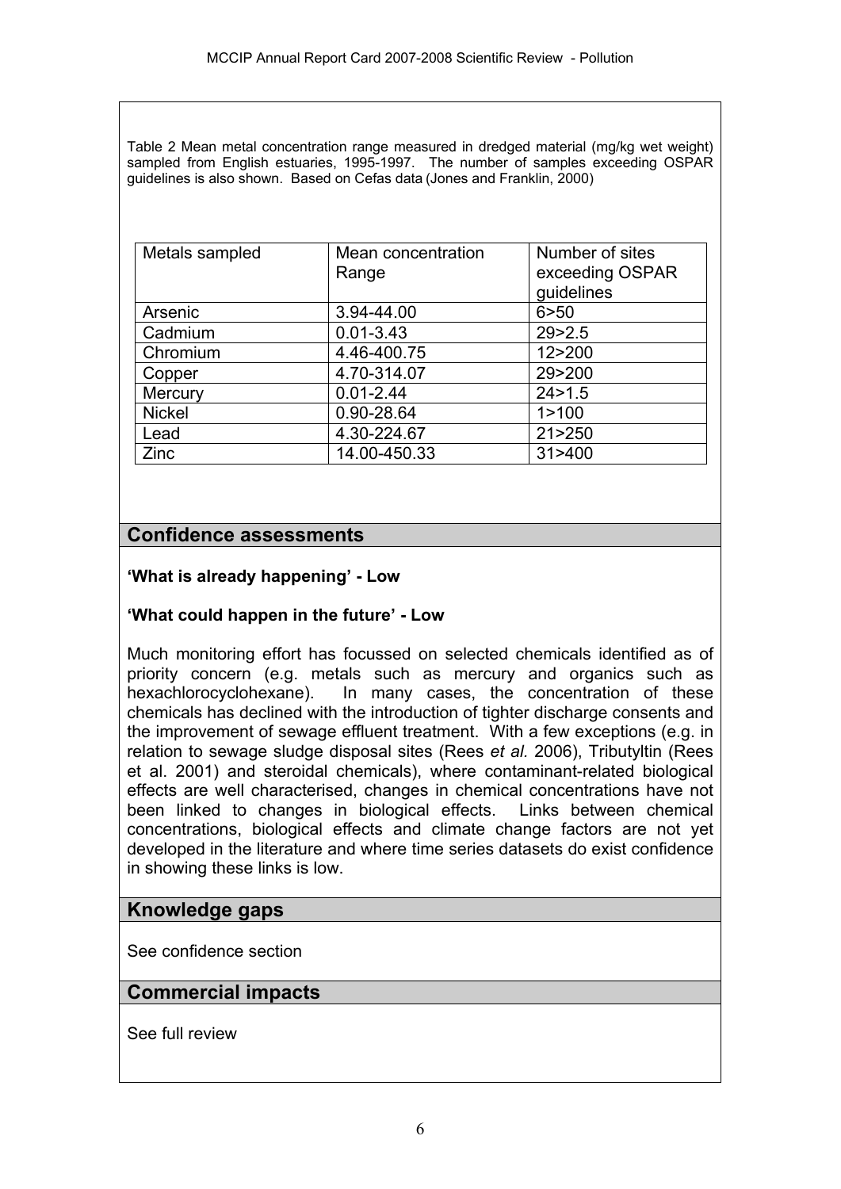Table 2 Mean metal concentration range measured in dredged material (mg/kg wet weight) sampled from English estuaries, 1995-1997. The number of samples exceeding OSPAR guidelines is also shown. Based on Cefas data (Jones and Franklin, 2000)

| Metals sampled | Mean concentration Range | Number of sites exceeding OSPAR guidelines |
|---|---|---|
| Arsenic | 3.94-44.00 | 6>50 |
| Cadmium | 0.01-3.43 | 29>2.5 |
| Chromium | 4.46-400.75 | 12>200 |
| Copper | 4.70-314.07 | 29>200 |
| Mercury | 0.01-2.44 | 24>1.5 |
| Nickel | 0.90-28.64 | 1>100 |
| Lead | 4.30-224.67 | 21>250 |
| Zinc | 14.00-450.33 | 31>400 |

## Confidence assessments

**'What is already happening' - Low**

**'What could happen in the future' - Low**

Much monitoring effort has focussed on selected chemicals identified as of priority concern (e.g. metals such as mercury and organics such as hexachlorocyclohexane). In many cases, the concentration of these chemicals has declined with the introduction of tighter discharge consents and the improvement of sewage effluent treatment. With a few exceptions (e.g. in relation to sewage sludge disposal sites (Rees *et al.* 2006), Tributyltin (Rees et al. 2001) and steroidal chemicals), where contaminant-related biological effects are well characterised, changes in chemical concentrations have not been linked to changes in biological effects. Links between chemical concentrations, biological effects and climate change factors are not yet developed in the literature and where time series datasets do exist confidence in showing these links is low.

## Knowledge gaps

See confidence section

## Commercial impacts

See full review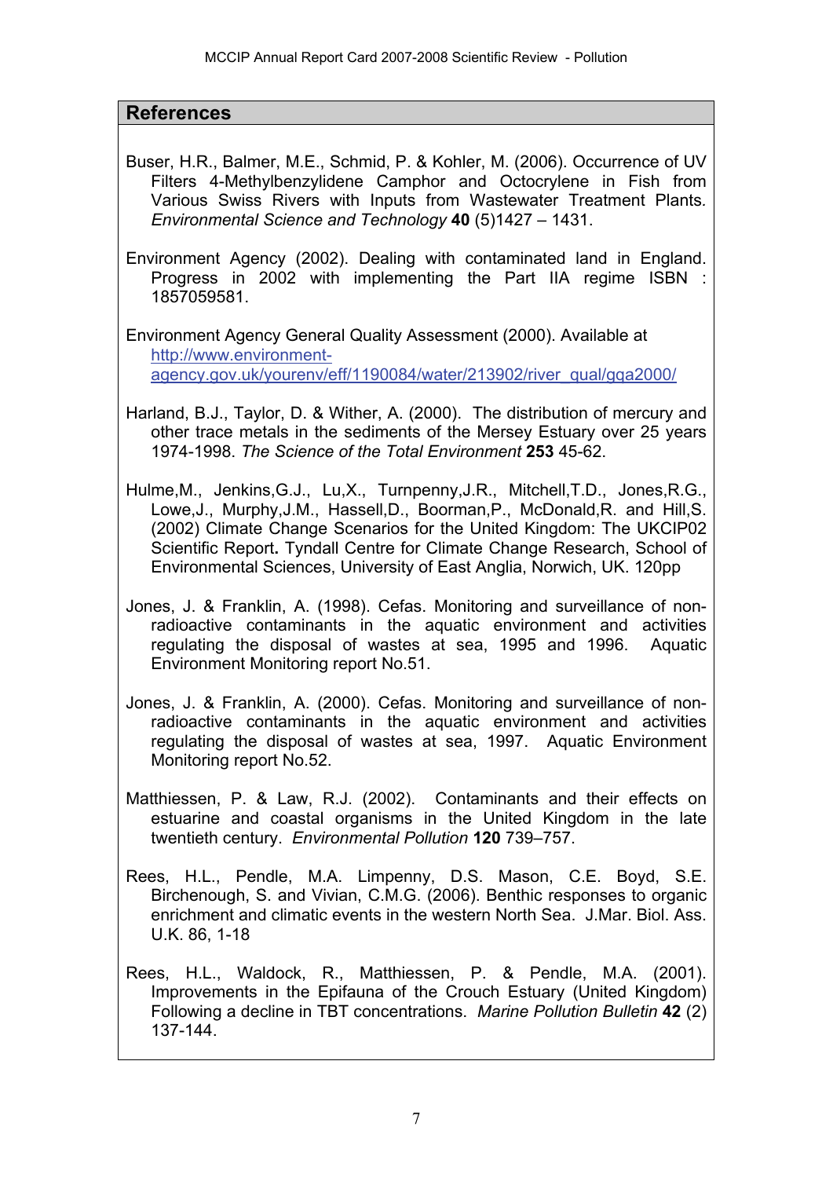## References

Buser, H.R., Balmer, M.E., Schmid, P. & Kohler, M. (2006). Occurrence of UV Filters 4-Methylbenzylidene Camphor and Octocrylene in Fish from Various Swiss Rivers with Inputs from Wastewater Treatment Plants. *Environmental Science and Technology* **40** (5)1427 – 1431.

Environment Agency (2002). Dealing with contaminated land in England. Progress in 2002 with implementing the Part IIA regime ISBN : 1857059581.

Environment Agency General Quality Assessment (2000). Available at http://www.environment-agency.gov.uk/yourenv/eff/1190084/water/213902/river_qual/gqa2000/

Harland, B.J., Taylor, D. & Wither, A. (2000). The distribution of mercury and other trace metals in the sediments of the Mersey Estuary over 25 years 1974-1998. *The Science of the Total Environment* **253** 45-62.

Hulme,M., Jenkins,G.J., Lu,X., Turnpenny,J.R., Mitchell,T.D., Jones,R.G., Lowe,J., Murphy,J.M., Hassell,D., Boorman,P., McDonald,R. and Hill,S. (2002) Climate Change Scenarios for the United Kingdom: The UKCIP02 Scientific Report**.** Tyndall Centre for Climate Change Research, School of Environmental Sciences, University of East Anglia, Norwich, UK. 120pp

Jones, J. & Franklin, A. (1998). Cefas. Monitoring and surveillance of non-radioactive contaminants in the aquatic environment and activities regulating the disposal of wastes at sea, 1995 and 1996. Aquatic Environment Monitoring report No.51.

Jones, J. & Franklin, A. (2000). Cefas. Monitoring and surveillance of non-radioactive contaminants in the aquatic environment and activities regulating the disposal of wastes at sea, 1997. Aquatic Environment Monitoring report No.52.

Matthiessen, P. & Law, R.J. (2002). Contaminants and their effects on estuarine and coastal organisms in the United Kingdom in the late twentieth century. *Environmental Pollution* **120** 739–757.

Rees, H.L., Pendle, M.A. Limpenny, D.S. Mason, C.E. Boyd, S.E. Birchenough, S. and Vivian, C.M.G. (2006). Benthic responses to organic enrichment and climatic events in the western North Sea. J.Mar. Biol. Ass. U.K. 86, 1-18

Rees, H.L., Waldock, R., Matthiessen, P. & Pendle, M.A. (2001). Improvements in the Epifauna of the Crouch Estuary (United Kingdom) Following a decline in TBT concentrations. *Marine Pollution Bulletin* **42** (2) 137-144.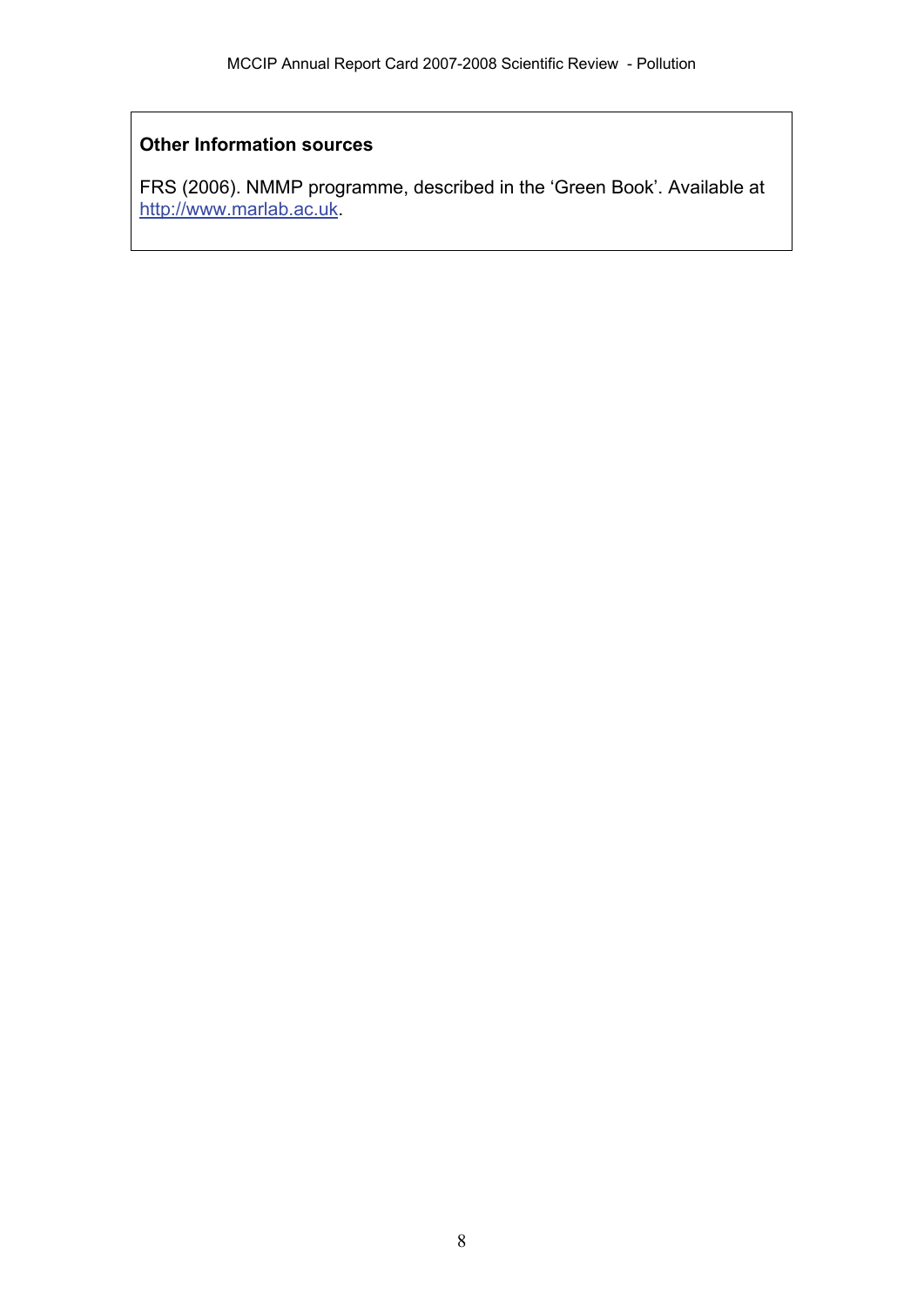**Other Information sources**

FRS (2006). NMMP programme, described in the 'Green Book'. Available at http://www.marlab.ac.uk.